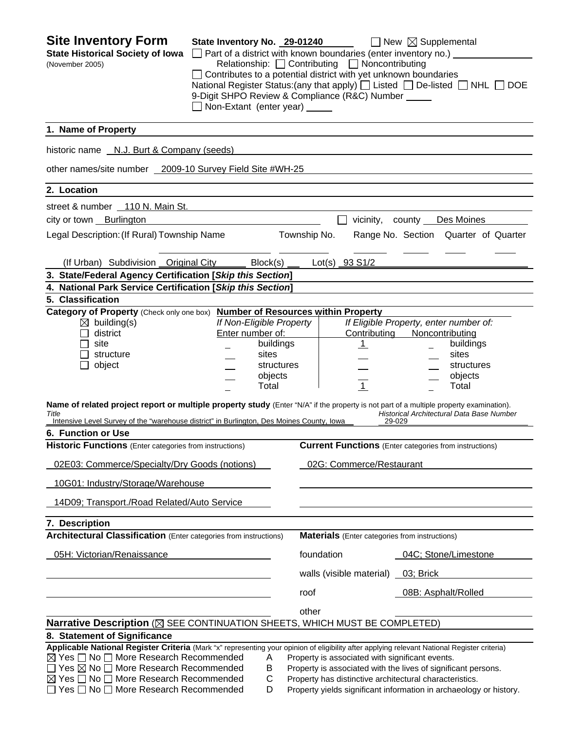# Site Inventory Form

**State Historical Society of Iowa**
(November 2005)

**State Inventory No.** 29-01240 ☐ New ☒ Supplemental

☐ Part of a district with known boundaries (enter inventory no.)

Relationship: ☐ Contributing ☐ Noncontributing

☐ Contributes to a potential district with yet unknown boundaries

National Register Status:(any that apply) ☐ Listed ☐ De-listed ☐ NHL ☐ DOE

9-Digit SHPO Review & Compliance (R&C) Number

☐ Non-Extant (enter year)

## 1. Name of Property

historic name N.J. Burt & Company (seeds)

other names/site number 2009-10 Survey Field Site #WH-25

## 2. Location

street & number 110 N. Main St.

city or town Burlington ☐ vicinity, county Des Moines

Legal Description: (If Rural) Township Name Township No. Range No. Section Quarter of Quarter

(If Urban) Subdivision Original City Block(s) Lot(s) 93 S1/2

## 3. State/Federal Agency Certification [*Skip this Section*]

## 4. National Park Service Certification [*Skip this Section*]

## 5. Classification

**Category of Property** (Check only one box)

- ☒ building(s)
- ☐ district
- ☐ site
- ☐ structure
- ☐ object

**Number of Resources within Property**

| If Non-Eligible Property Enter number of: | | If Eligible Property, enter number of: Contributing | Noncontributing | |
|---|---|---|---|---|
| | buildings | 1 | | buildings |
| | sites | | | sites |
| | structures | | | structures |
| | objects | | | objects |
| | Total | 1 | | Total |

**Name of related project report or multiple property study** (Enter "N/A" if the property is not part of a multiple property examination).

| *Title* | *Historical Architectural Data Base Number* |
|---|---|
| Intensive Level Survey of the "warehouse district" in Burlington, Des Moines County, Iowa | 29-029 |

## 6. Function or Use

| **Historic Functions** (Enter categories from instructions) | **Current Functions** (Enter categories from instructions) |
|---|---|
| 02E03: Commerce/Specialty/Dry Goods (notions) | 02G: Commerce/Restaurant |
| 10G01: Industry/Storage/Warehouse | |
| 14D09; Transport./Road Related/Auto Service | |

## 7. Description

**Architectural Classification** (Enter categories from instructions)

05H: Victorian/Renaissance

**Materials** (Enter categories from instructions)

| | |
|---|---|
| foundation | 04C; Stone/Limestone |
| walls (visible material) | 03; Brick |
| roof | 08B: Asphalt/Rolled |
| other | |

**Narrative Description** (☒ SEE CONTINUATION SHEETS, WHICH MUST BE COMPLETED)

## 8. Statement of Significance

**Applicable National Register Criteria** (Mark "x" representing your opinion of eligibility after applying relevant National Register criteria)

- ☒ Yes ☐ No ☐ More Research Recommended A Property is associated with significant events.
- ☐ Yes ☒ No ☐ More Research Recommended B Property is associated with the lives of significant persons.
- ☒ Yes ☐ No ☐ More Research Recommended C Property has distinctive architectural characteristics.
- ☐ Yes ☐ No ☐ More Research Recommended D Property yields significant information in archaeology or history.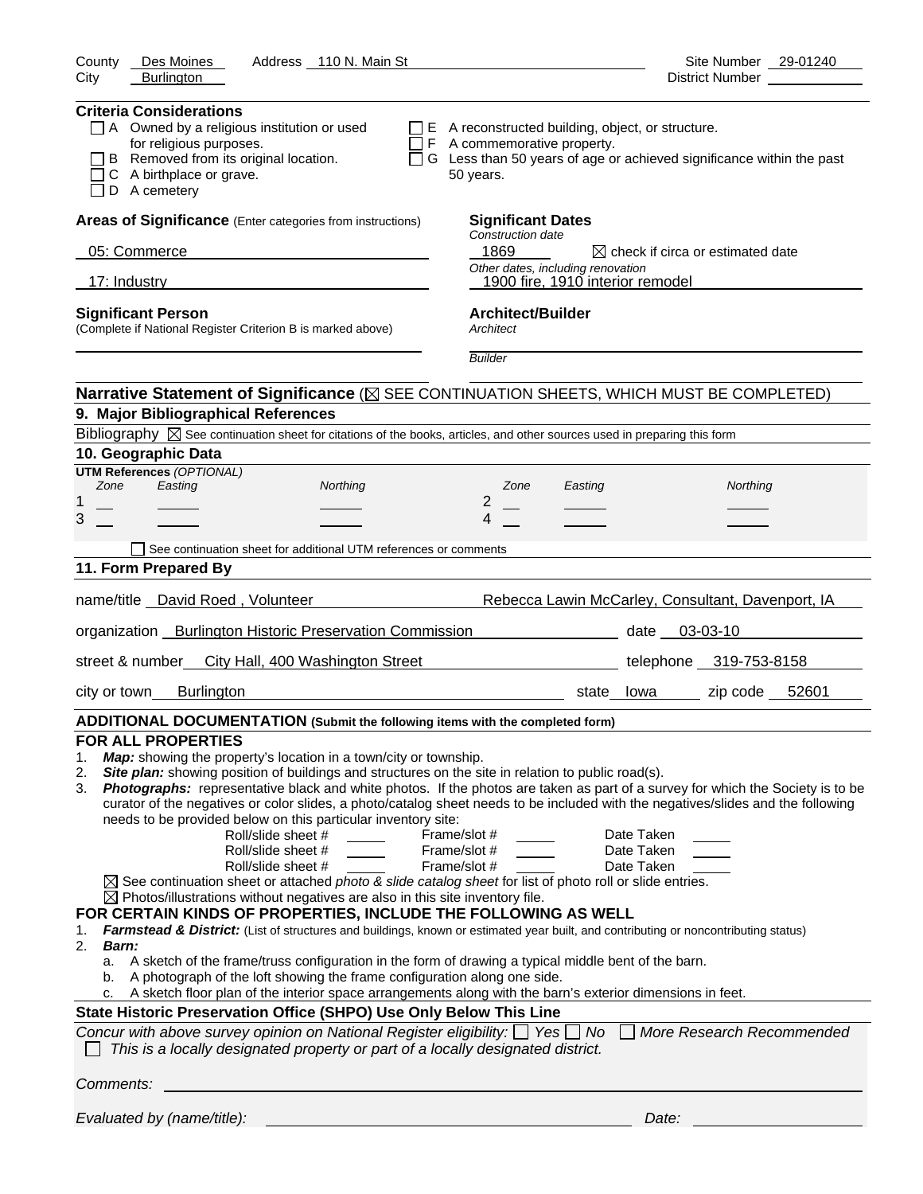County Des Moines Address 110 N. Main St Site Number 29-01240
City Burlington District Number

**Criteria Considerations**

- ☐ A Owned by a religious institution or used for religious purposes.
- ☐ B Removed from its original location.
- ☐ C A birthplace or grave.
- ☐ D A cemetery
- ☐ E A reconstructed building, object, or structure.
- ☐ F A commemorative property.
- ☐ G Less than 50 years of age or achieved significance within the past 50 years.

**Areas of Significance** (Enter categories from instructions)

05: Commerce

17: Industry

**Significant Dates**

*Construction date*

1869 ☒ check if circa or estimated date

*Other dates, including renovation*

1900 fire, 1910 interior remodel

**Significant Person**

(Complete if National Register Criterion B is marked above)

**Architect/Builder**

*Architect*

*Builder*

**Narrative Statement of Significance** (☒ SEE CONTINUATION SHEETS, WHICH MUST BE COMPLETED)

## 9. Major Bibliographical References

Bibliography ☒ See continuation sheet for citations of the books, articles, and other sources used in preparing this form

## 10. Geographic Data

**UTM References** *(OPTIONAL)*

| | Zone | Easting | Northing | | Zone | Easting | Northing |
|---|---|---|---|---|---|---|---|
| 1 | | | | 2 | | | |
| 3 | | | | 4 | | | |

☐ See continuation sheet for additional UTM references or comments

## 11. Form Prepared By

name/title David Roed , Volunteer Rebecca Lawin McCarley, Consultant, Davenport, IA

organization Burlington Historic Preservation Commission date 03-03-10

street & number City Hall, 400 Washington Street telephone 319-753-8158

city or town Burlington state Iowa zip code 52601

**ADDITIONAL DOCUMENTATION (Submit the following items with the completed form)**

**FOR ALL PROPERTIES**

1. ***Map:*** showing the property's location in a town/city or township.
2. ***Site plan:*** showing position of buildings and structures on the site in relation to public road(s).
3. ***Photographs:*** representative black and white photos. If the photos are taken as part of a survey for which the Society is to be curator of the negatives or color slides, a photo/catalog sheet needs to be included with the negatives/slides and the following needs to be provided below on this particular inventory site:

Roll/slide sheet # ____ Frame/slot # ____ Date Taken ____
Roll/slide sheet # ____ Frame/slot # ____ Date Taken ____
Roll/slide sheet # ____ Frame/slot # ____ Date Taken ____

☒ See continuation sheet or attached *photo & slide catalog sheet* for list of photo roll or slide entries.
☒ Photos/illustrations without negatives are also in this site inventory file.

**FOR CERTAIN KINDS OF PROPERTIES, INCLUDE THE FOLLOWING AS WELL**

1. ***Farmstead & District:*** (List of structures and buildings, known or estimated year built, and contributing or noncontributing status)
2. ***Barn:***
   a. A sketch of the frame/truss configuration in the form of drawing a typical middle bent of the barn.
   b. A photograph of the loft showing the frame configuration along one side.
   c. A sketch floor plan of the interior space arrangements along with the barn's exterior dimensions in feet.

**State Historic Preservation Office (SHPO) Use Only Below This Line**

*Concur with above survey opinion on National Register eligibility:* ☐ *Yes* ☐ *No* ☐ *More Research Recommended*
☐ *This is a locally designated property or part of a locally designated district.*

*Comments:*

*Evaluated by (name/title):* *Date:*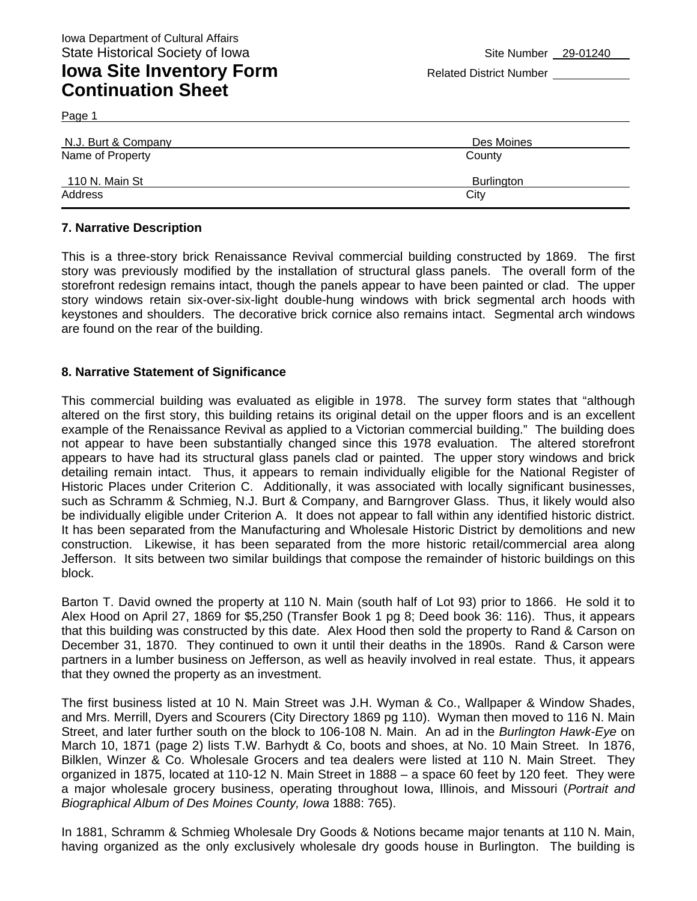Iowa Department of Cultural Affairs
State Historical Society of Iowa

Site Number 29-01240

# Iowa Site Inventory Form Continuation Sheet

Related District Number

Page 1

| N.J. Burt & Company | Des Moines |
|---|---|
| Name of Property | County |
| 110 N. Main St | Burlington |
| Address | City |

### 7. Narrative Description

This is a three-story brick Renaissance Revival commercial building constructed by 1869. The first story was previously modified by the installation of structural glass panels. The overall form of the storefront redesign remains intact, though the panels appear to have been painted or clad. The upper story windows retain six-over-six-light double-hung windows with brick segmental arch hoods with keystones and shoulders. The decorative brick cornice also remains intact. Segmental arch windows are found on the rear of the building.

### 8. Narrative Statement of Significance

This commercial building was evaluated as eligible in 1978. The survey form states that "although altered on the first story, this building retains its original detail on the upper floors and is an excellent example of the Renaissance Revival as applied to a Victorian commercial building." The building does not appear to have been substantially changed since this 1978 evaluation. The altered storefront appears to have had its structural glass panels clad or painted. The upper story windows and brick detailing remain intact. Thus, it appears to remain individually eligible for the National Register of Historic Places under Criterion C. Additionally, it was associated with locally significant businesses, such as Schramm & Schmieg, N.J. Burt & Company, and Barngrover Glass. Thus, it likely would also be individually eligible under Criterion A. It does not appear to fall within any identified historic district. It has been separated from the Manufacturing and Wholesale Historic District by demolitions and new construction. Likewise, it has been separated from the more historic retail/commercial area along Jefferson. It sits between two similar buildings that compose the remainder of historic buildings on this block.

Barton T. David owned the property at 110 N. Main (south half of Lot 93) prior to 1866. He sold it to Alex Hood on April 27, 1869 for $5,250 (Transfer Book 1 pg 8; Deed book 36: 116). Thus, it appears that this building was constructed by this date. Alex Hood then sold the property to Rand & Carson on December 31, 1870. They continued to own it until their deaths in the 1890s. Rand & Carson were partners in a lumber business on Jefferson, as well as heavily involved in real estate. Thus, it appears that they owned the property as an investment.

The first business listed at 10 N. Main Street was J.H. Wyman & Co., Wallpaper & Window Shades, and Mrs. Merrill, Dyers and Scourers (City Directory 1869 pg 110). Wyman then moved to 116 N. Main Street, and later further south on the block to 106-108 N. Main. An ad in the *Burlington Hawk-Eye* on March 10, 1871 (page 2) lists T.W. Barhydt & Co, boots and shoes, at No. 10 Main Street. In 1876, Bilklen, Winzer & Co. Wholesale Grocers and tea dealers were listed at 110 N. Main Street. They organized in 1875, located at 110-12 N. Main Street in 1888 – a space 60 feet by 120 feet. They were a major wholesale grocery business, operating throughout Iowa, Illinois, and Missouri (*Portrait and Biographical Album of Des Moines County, Iowa* 1888: 765).

In 1881, Schramm & Schmieg Wholesale Dry Goods & Notions became major tenants at 110 N. Main, having organized as the only exclusively wholesale dry goods house in Burlington. The building is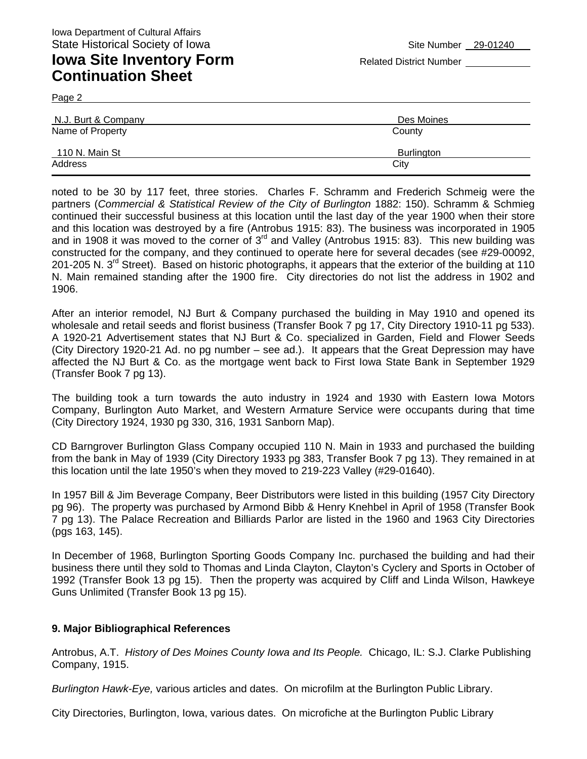Iowa Department of Cultural Affairs
State Historical Society of Iowa

Site Number 29-01240

# Iowa Site Inventory Form Continuation Sheet

Related District Number

Page 2

| N.J. Burt & Company | Des Moines |
|---|---|
| Name of Property | County |
| 110 N. Main St | Burlington |
| Address | City |

noted to be 30 by 117 feet, three stories. Charles F. Schramm and Frederich Schmeig were the partners (*Commercial & Statistical Review of the City of Burlington* 1882: 150). Schramm & Schmieg continued their successful business at this location until the last day of the year 1900 when their store and this location was destroyed by a fire (Antrobus 1915: 83). The business was incorporated in 1905 and in 1908 it was moved to the corner of 3rd and Valley (Antrobus 1915: 83). This new building was constructed for the company, and they continued to operate here for several decades (see #29-00092, 201-205 N. 3rd Street). Based on historic photographs, it appears that the exterior of the building at 110 N. Main remained standing after the 1900 fire. City directories do not list the address in 1902 and 1906.

After an interior remodel, NJ Burt & Company purchased the building in May 1910 and opened its wholesale and retail seeds and florist business (Transfer Book 7 pg 17, City Directory 1910-11 pg 533). A 1920-21 Advertisement states that NJ Burt & Co. specialized in Garden, Field and Flower Seeds (City Directory 1920-21 Ad. no pg number – see ad.). It appears that the Great Depression may have affected the NJ Burt & Co. as the mortgage went back to First Iowa State Bank in September 1929 (Transfer Book 7 pg 13).

The building took a turn towards the auto industry in 1924 and 1930 with Eastern Iowa Motors Company, Burlington Auto Market, and Western Armature Service were occupants during that time (City Directory 1924, 1930 pg 330, 316, 1931 Sanborn Map).

CD Barngrover Burlington Glass Company occupied 110 N. Main in 1933 and purchased the building from the bank in May of 1939 (City Directory 1933 pg 383, Transfer Book 7 pg 13). They remained in at this location until the late 1950's when they moved to 219-223 Valley (#29-01640).

In 1957 Bill & Jim Beverage Company, Beer Distributors were listed in this building (1957 City Directory pg 96). The property was purchased by Armond Bibb & Henry Knehbel in April of 1958 (Transfer Book 7 pg 13). The Palace Recreation and Billiards Parlor are listed in the 1960 and 1963 City Directories (pgs 163, 145).

In December of 1968, Burlington Sporting Goods Company Inc. purchased the building and had their business there until they sold to Thomas and Linda Clayton, Clayton's Cyclery and Sports in October of 1992 (Transfer Book 13 pg 15). Then the property was acquired by Cliff and Linda Wilson, Hawkeye Guns Unlimited (Transfer Book 13 pg 15).

**9. Major Bibliographical References**

Antrobus, A.T. *History of Des Moines County Iowa and Its People.* Chicago, IL: S.J. Clarke Publishing Company, 1915.

*Burlington Hawk-Eye,* various articles and dates. On microfilm at the Burlington Public Library.

City Directories, Burlington, Iowa, various dates. On microfiche at the Burlington Public Library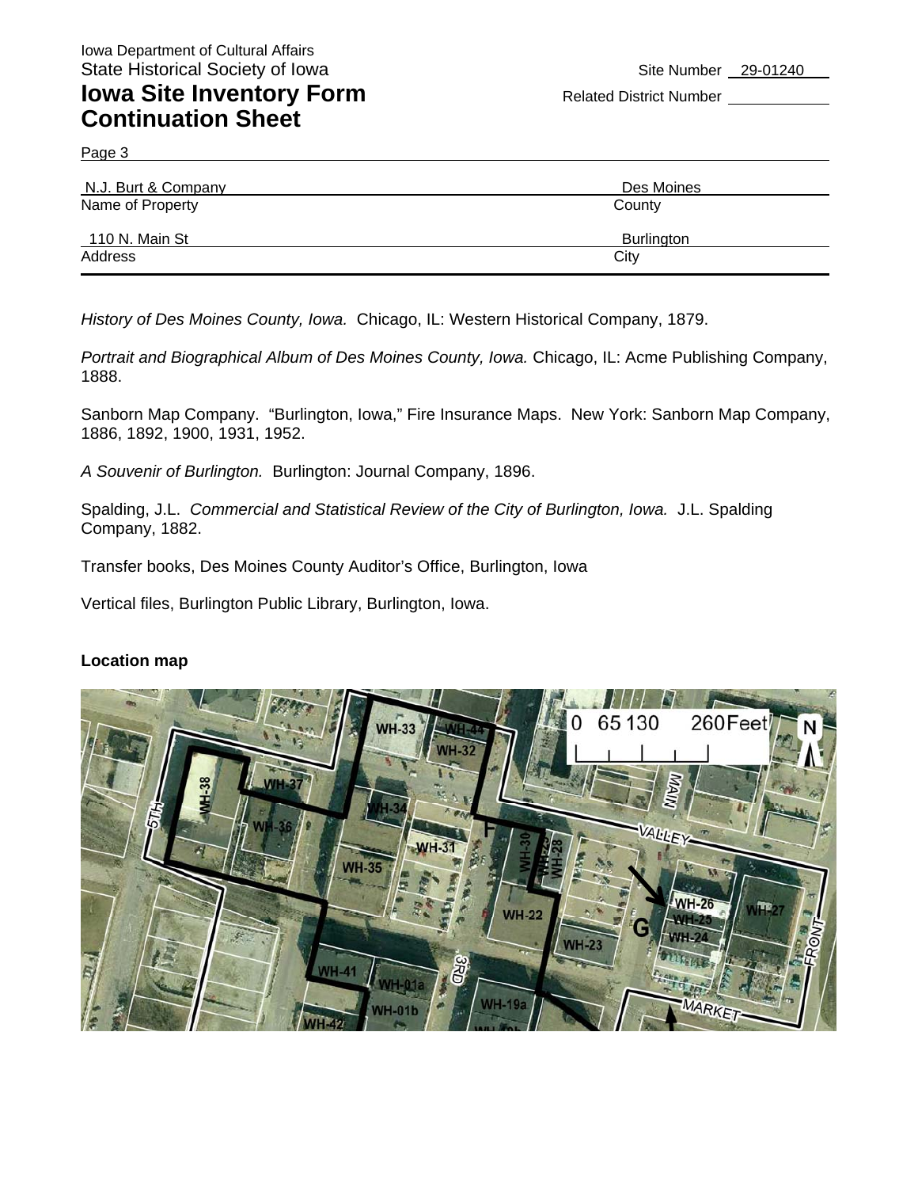Iowa Department of Cultural Affairs
State Historical Society of Iowa

# Iowa Site Inventory Form Continuation Sheet

Site Number 29-01240
Related District Number

Page 3

| N.J. Burt & Company | Des Moines |
|---|---|
| Name of Property | County |
| 110 N. Main St | Burlington |
| Address | City |

*History of Des Moines County, Iowa.* Chicago, IL: Western Historical Company, 1879.

*Portrait and Biographical Album of Des Moines County, Iowa.* Chicago, IL: Acme Publishing Company, 1888.

Sanborn Map Company. "Burlington, Iowa," Fire Insurance Maps. New York: Sanborn Map Company, 1886, 1892, 1900, 1931, 1952.

*A Souvenir of Burlington.* Burlington: Journal Company, 1896.

Spalding, J.L. *Commercial and Statistical Review of the City of Burlington, Iowa.* J.L. Spalding Company, 1882.

Transfer books, Des Moines County Auditor's Office, Burlington, Iowa

Vertical files, Burlington Public Library, Burlington, Iowa.

**Location map**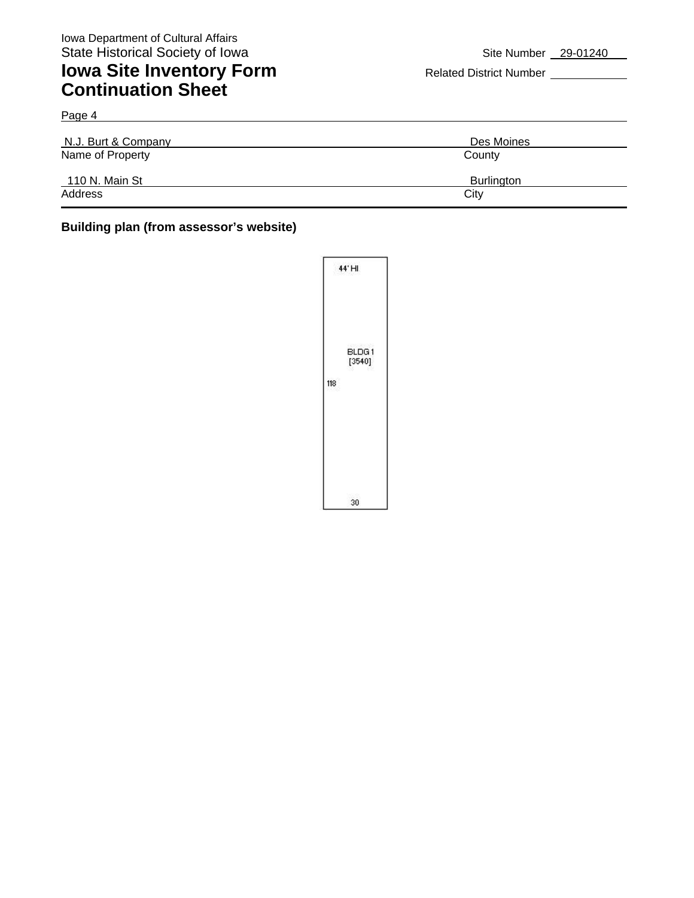Iowa Department of Cultural Affairs
State Historical Society of Iowa

# Iowa Site Inventory Form Continuation Sheet

Site Number 29-01240

Related District Number

Page 4

| N.J. Burt & Company | Des Moines |
|---|---|
| Name of Property | County |
| 110 N. Main St | Burlington |
| Address | City |

**Building plan (from assessor's website)**

44' HI

BLDG 1
[3540]

118

30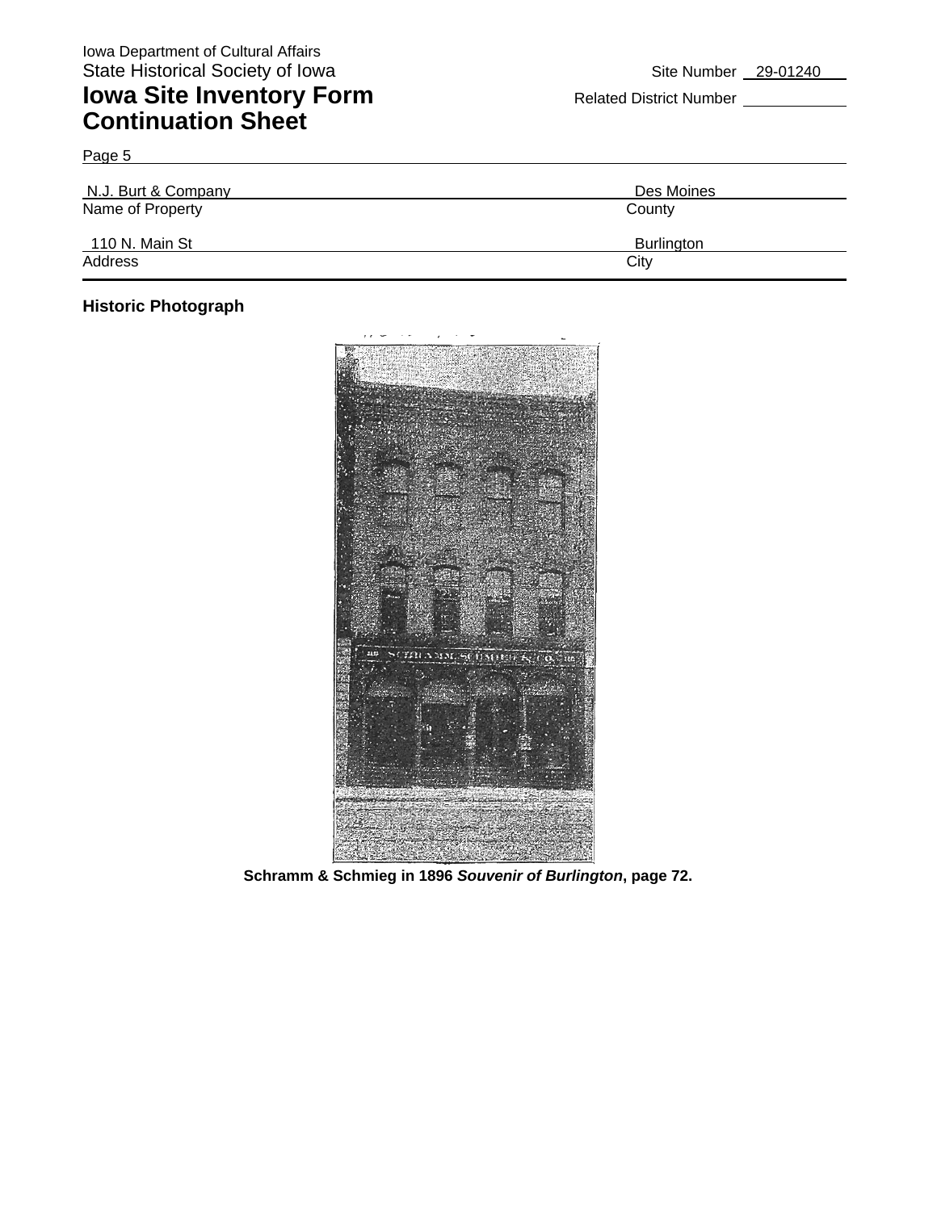Iowa Department of Cultural Affairs
State Historical Society of Iowa

# Iowa Site Inventory Form
## Continuation Sheet

Site Number 29-01240
Related District Number

Page 5

| N.J. Burt & Company | Des Moines |
|---|---|
| Name of Property | County |
| 110 N. Main St | Burlington |
| Address | City |

### Historic Photograph

**Schramm & Schmieg in 1896 *Souvenir of Burlington*, page 72.**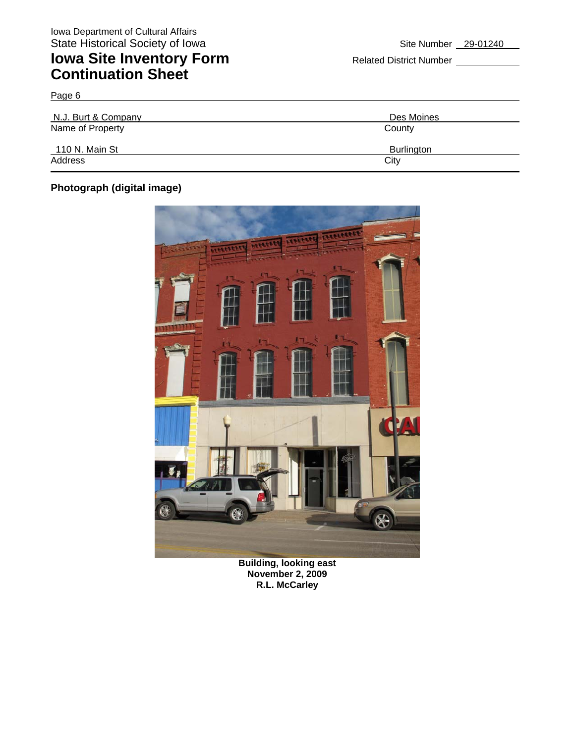Iowa Department of Cultural Affairs
State Historical Society of Iowa

# Iowa Site Inventory Form Continuation Sheet

Site Number 29-01240

Related District Number

Page 6

| N.J. Burt & Company | Des Moines |
|---|---|
| Name of Property | County |
| 110 N. Main St | Burlington |
| Address | City |

**Photograph (digital image)**

**Building, looking east**
**November 2, 2009**
**R.L. McCarley**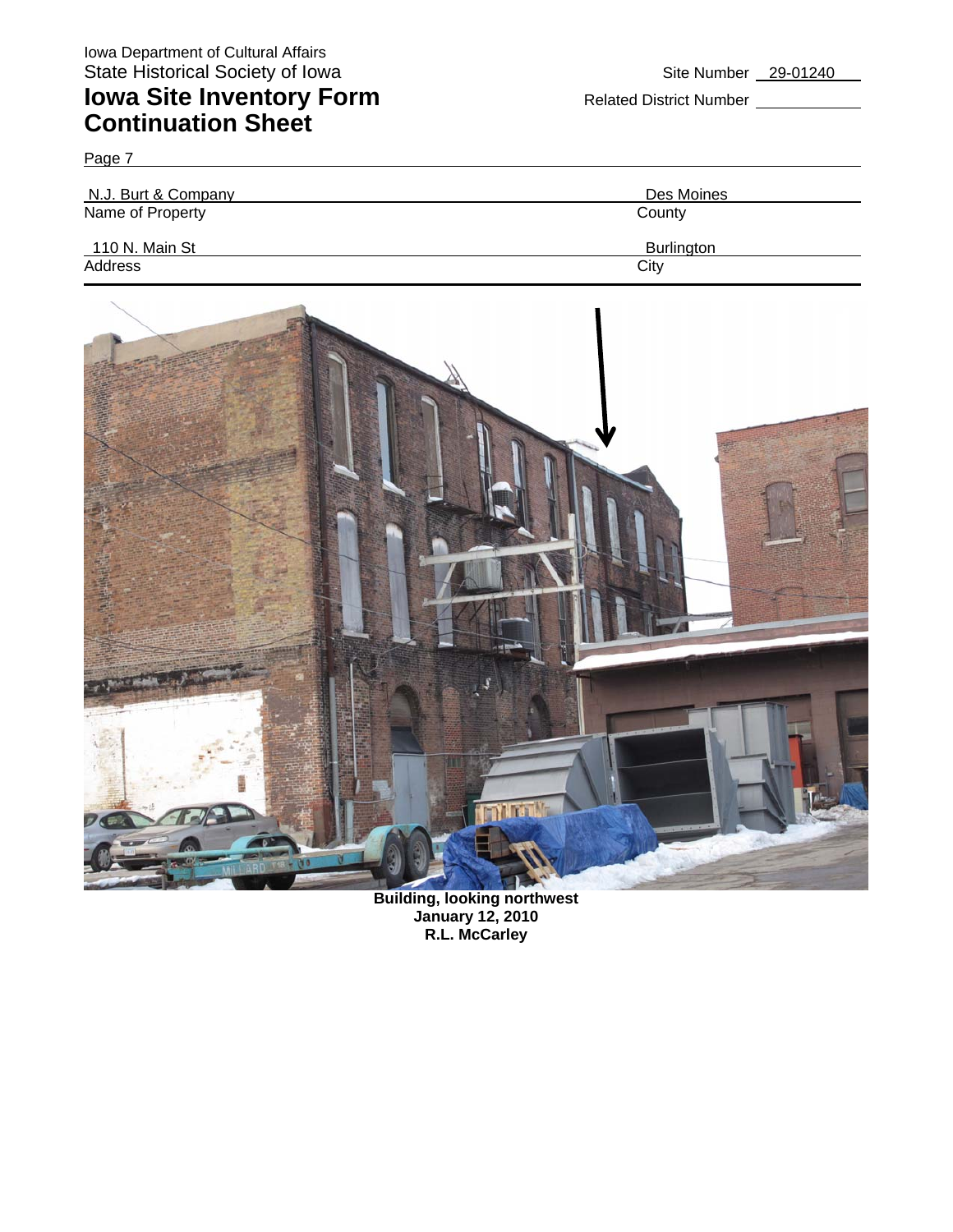Iowa Department of Cultural Affairs
State Historical Society of Iowa

# Iowa Site Inventory Form
# Continuation Sheet

Site Number 29-01240

Related District Number

Page 7

| | |
|---|---|
| N.J. Burt & Company | Des Moines |
| Name of Property | County |
| 110 N. Main St | Burlington |
| Address | City |

**Building, looking northwest**
**January 12, 2010**
**R.L. McCarley**